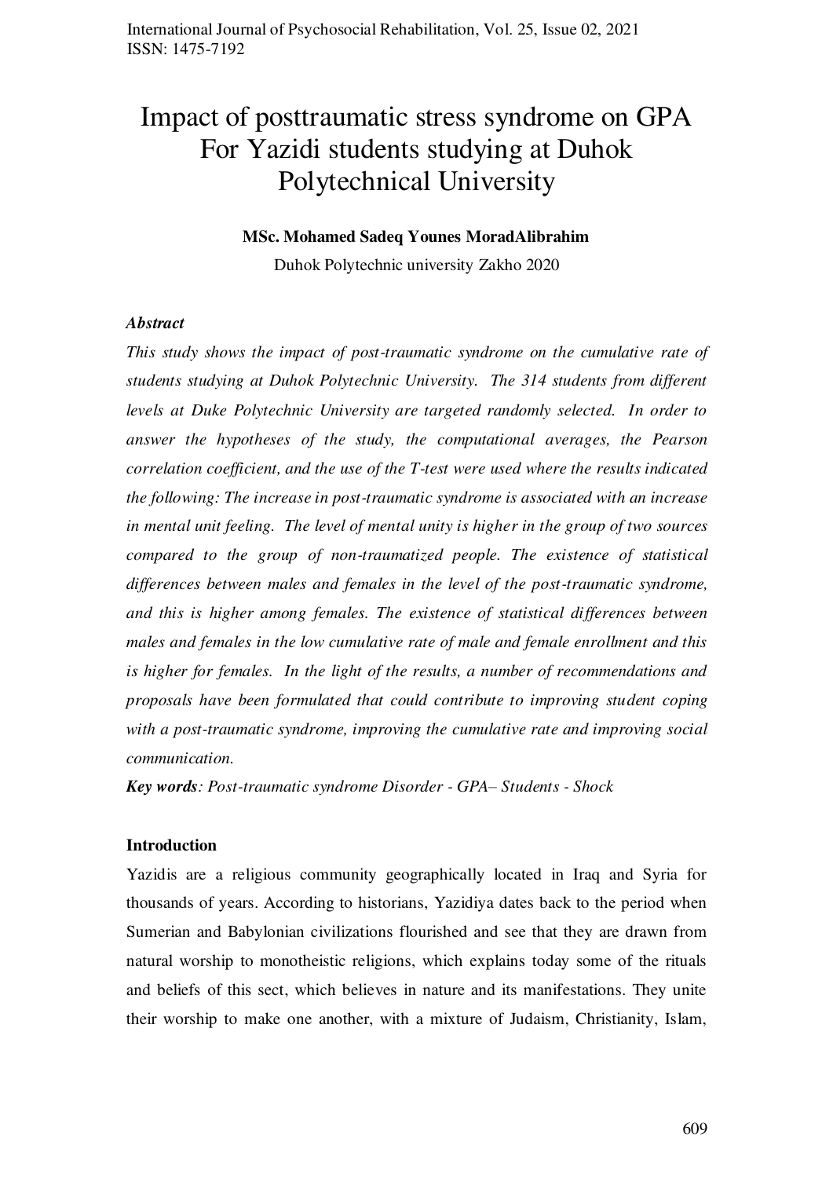# Impact of posttraumatic stress syndrome on GPA For Yazidi students studying at Duhok Polytechnical University

**MSc. Mohamed Sadeq Younes MoradAlibrahim**

Duhok Polytechnic university Zakho 2020

***Abstract***

*This study shows the impact of post-traumatic syndrome on the cumulative rate of students studying at Duhok Polytechnic University. The 314 students from different levels at Duke Polytechnic University are targeted randomly selected. In order to answer the hypotheses of the study, the computational averages, the Pearson correlation coefficient, and the use of the T-test were used where the results indicated the following: The increase in post-traumatic syndrome is associated with an increase in mental unit feeling. The level of mental unity is higher in the group of two sources compared to the group of non-traumatized people. The existence of statistical differences between males and females in the level of the post-traumatic syndrome, and this is higher among females. The existence of statistical differences between males and females in the low cumulative rate of male and female enrollment and this is higher for females. In the light of the results, a number of recommendations and proposals have been formulated that could contribute to improving student coping with a post-traumatic syndrome, improving the cumulative rate and improving social communication.*

***Key words**: Post-traumatic syndrome Disorder - GPA– Students - Shock*

## Introduction

Yazidis are a religious community geographically located in Iraq and Syria for thousands of years. According to historians, Yazidiya dates back to the period when Sumerian and Babylonian civilizations flourished and see that they are drawn from natural worship to monotheistic religions, which explains today some of the rituals and beliefs of this sect, which believes in nature and its manifestations. They unite their worship to make one another, with a mixture of Judaism, Christianity, Islam,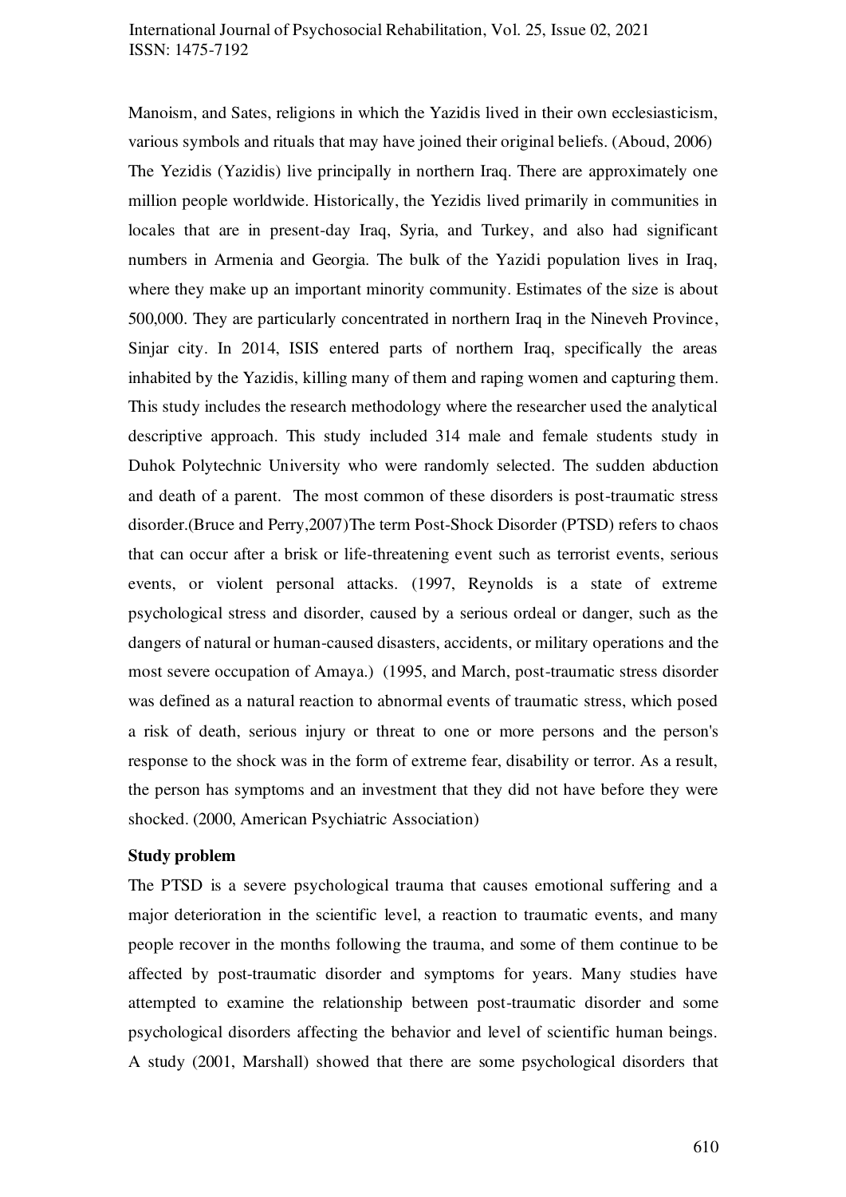Manoism, and Sates, religions in which the Yazidis lived in their own ecclesiasticism, various symbols and rituals that may have joined their original beliefs. (Aboud, 2006) The Yezidis (Yazidis) live principally in northern Iraq. There are approximately one million people worldwide. Historically, the Yezidis lived primarily in communities in locales that are in present-day Iraq, Syria, and Turkey, and also had significant numbers in Armenia and Georgia. The bulk of the Yazidi population lives in Iraq, where they make up an important minority community. Estimates of the size is about 500,000. They are particularly concentrated in northern Iraq in the Nineveh Province, Sinjar city. In 2014, ISIS entered parts of northern Iraq, specifically the areas inhabited by the Yazidis, killing many of them and raping women and capturing them. This study includes the research methodology where the researcher used the analytical descriptive approach. This study included 314 male and female students study in Duhok Polytechnic University who were randomly selected. The sudden abduction and death of a parent. The most common of these disorders is post-traumatic stress disorder.(Bruce and Perry,2007)The term Post-Shock Disorder (PTSD) refers to chaos that can occur after a brisk or life-threatening event such as terrorist events, serious events, or violent personal attacks. (1997, Reynolds is a state of extreme psychological stress and disorder, caused by a serious ordeal or danger, such as the dangers of natural or human-caused disasters, accidents, or military operations and the most severe occupation of Amaya.) (1995, and March, post-traumatic stress disorder was defined as a natural reaction to abnormal events of traumatic stress, which posed a risk of death, serious injury or threat to one or more persons and the person's response to the shock was in the form of extreme fear, disability or terror. As a result, the person has symptoms and an investment that they did not have before they were shocked. (2000, American Psychiatric Association)

**Study problem**

The PTSD is a severe psychological trauma that causes emotional suffering and a major deterioration in the scientific level, a reaction to traumatic events, and many people recover in the months following the trauma, and some of them continue to be affected by post-traumatic disorder and symptoms for years. Many studies have attempted to examine the relationship between post-traumatic disorder and some psychological disorders affecting the behavior and level of scientific human beings. A study (2001, Marshall) showed that there are some psychological disorders that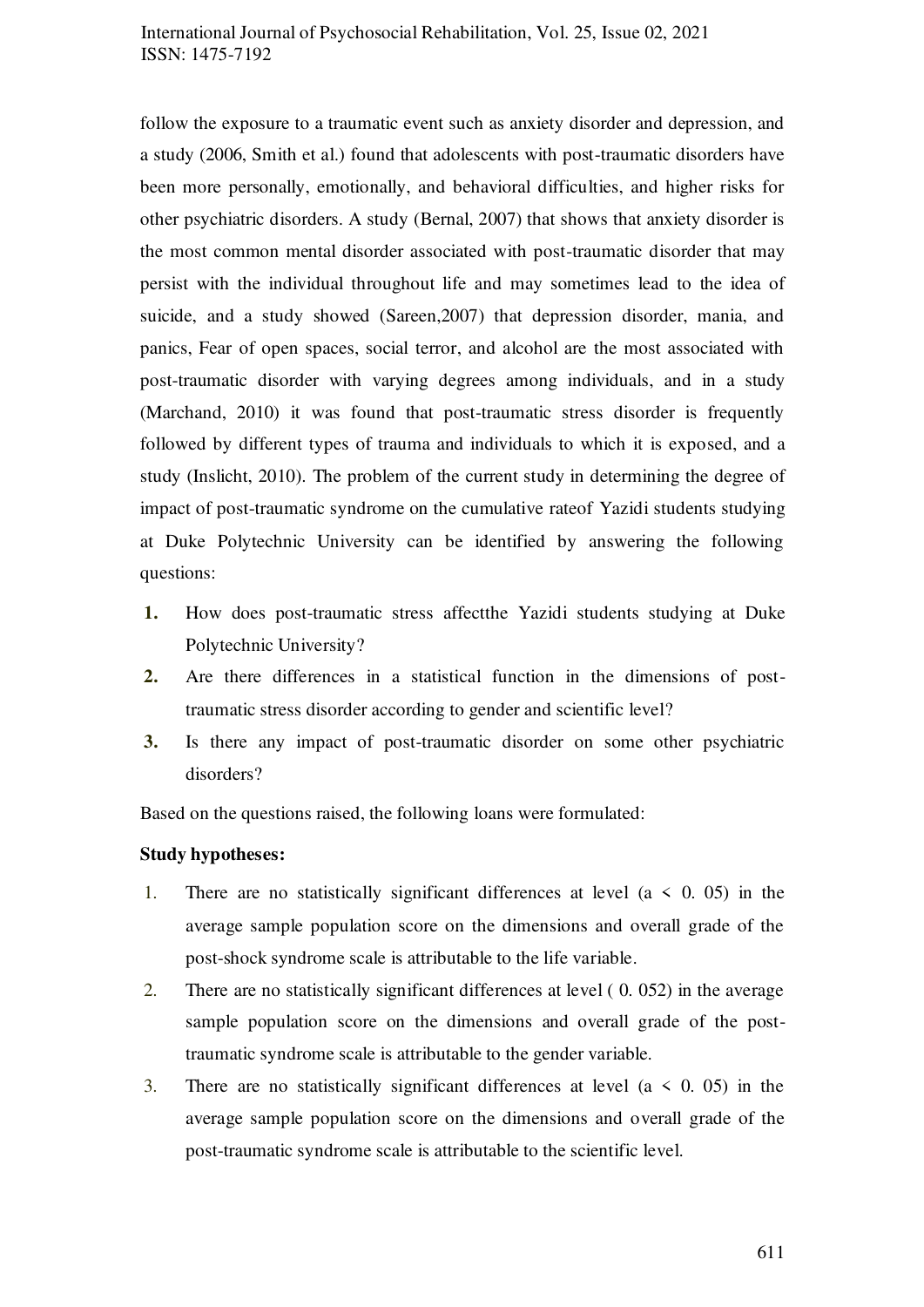follow the exposure to a traumatic event such as anxiety disorder and depression, and a study (2006, Smith et al.) found that adolescents with post-traumatic disorders have been more personally, emotionally, and behavioral difficulties, and higher risks for other psychiatric disorders. A study (Bernal, 2007) that shows that anxiety disorder is the most common mental disorder associated with post-traumatic disorder that may persist with the individual throughout life and may sometimes lead to the idea of suicide, and a study showed (Sareen,2007) that depression disorder, mania, and panics, Fear of open spaces, social terror, and alcohol are the most associated with post-traumatic disorder with varying degrees among individuals, and in a study (Marchand, 2010) it was found that post-traumatic stress disorder is frequently followed by different types of trauma and individuals to which it is exposed, and a study (Inslicht, 2010). The problem of the current study in determining the degree of impact of post-traumatic syndrome on the cumulative rateof Yazidi students studying at Duke Polytechnic University can be identified by answering the following questions:

1. How does post-traumatic stress affectthe Yazidi students studying at Duke Polytechnic University?
2. Are there differences in a statistical function in the dimensions of post-traumatic stress disorder according to gender and scientific level?
3. Is there any impact of post-traumatic disorder on some other psychiatric disorders?

Based on the questions raised, the following loans were formulated:

**Study hypotheses:**

1. There are no statistically significant differences at level (a < 0. 05) in the average sample population score on the dimensions and overall grade of the post-shock syndrome scale is attributable to the life variable.
2. There are no statistically significant differences at level ( 0. 052) in the average sample population score on the dimensions and overall grade of the post-traumatic syndrome scale is attributable to the gender variable.
3. There are no statistically significant differences at level (a < 0. 05) in the average sample population score on the dimensions and overall grade of the post-traumatic syndrome scale is attributable to the scientific level.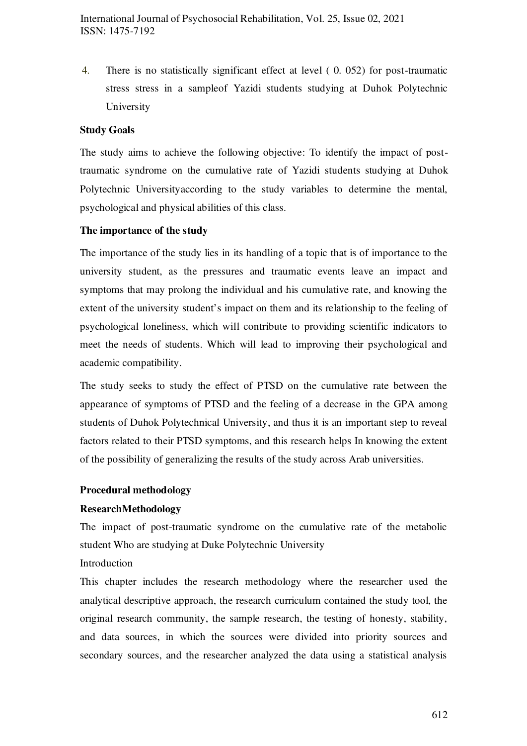4. There is no statistically significant effect at level ( 0. 052) for post-traumatic stress stress in a sampleof Yazidi students studying at Duhok Polytechnic University

**Study Goals**

The study aims to achieve the following objective: To identify the impact of post-traumatic syndrome on the cumulative rate of Yazidi students studying at Duhok Polytechnic Universityaccording to the study variables to determine the mental, psychological and physical abilities of this class.

**The importance of the study**

The importance of the study lies in its handling of a topic that is of importance to the university student, as the pressures and traumatic events leave an impact and symptoms that may prolong the individual and his cumulative rate, and knowing the extent of the university student's impact on them and its relationship to the feeling of psychological loneliness, which will contribute to providing scientific indicators to meet the needs of students. Which will lead to improving their psychological and academic compatibility.

The study seeks to study the effect of PTSD on the cumulative rate between the appearance of symptoms of PTSD and the feeling of a decrease in the GPA among students of Duhok Polytechnical University, and thus it is an important step to reveal factors related to their PTSD symptoms, and this research helps In knowing the extent of the possibility of generalizing the results of the study across Arab universities.

**Procedural methodology**

**ResearchMethodology**

The impact of post-traumatic syndrome on the cumulative rate of the metabolic student Who are studying at Duke Polytechnic University

Introduction

This chapter includes the research methodology where the researcher used the analytical descriptive approach, the research curriculum contained the study tool, the original research community, the sample research, the testing of honesty, stability, and data sources, in which the sources were divided into priority sources and secondary sources, and the researcher analyzed the data using a statistical analysis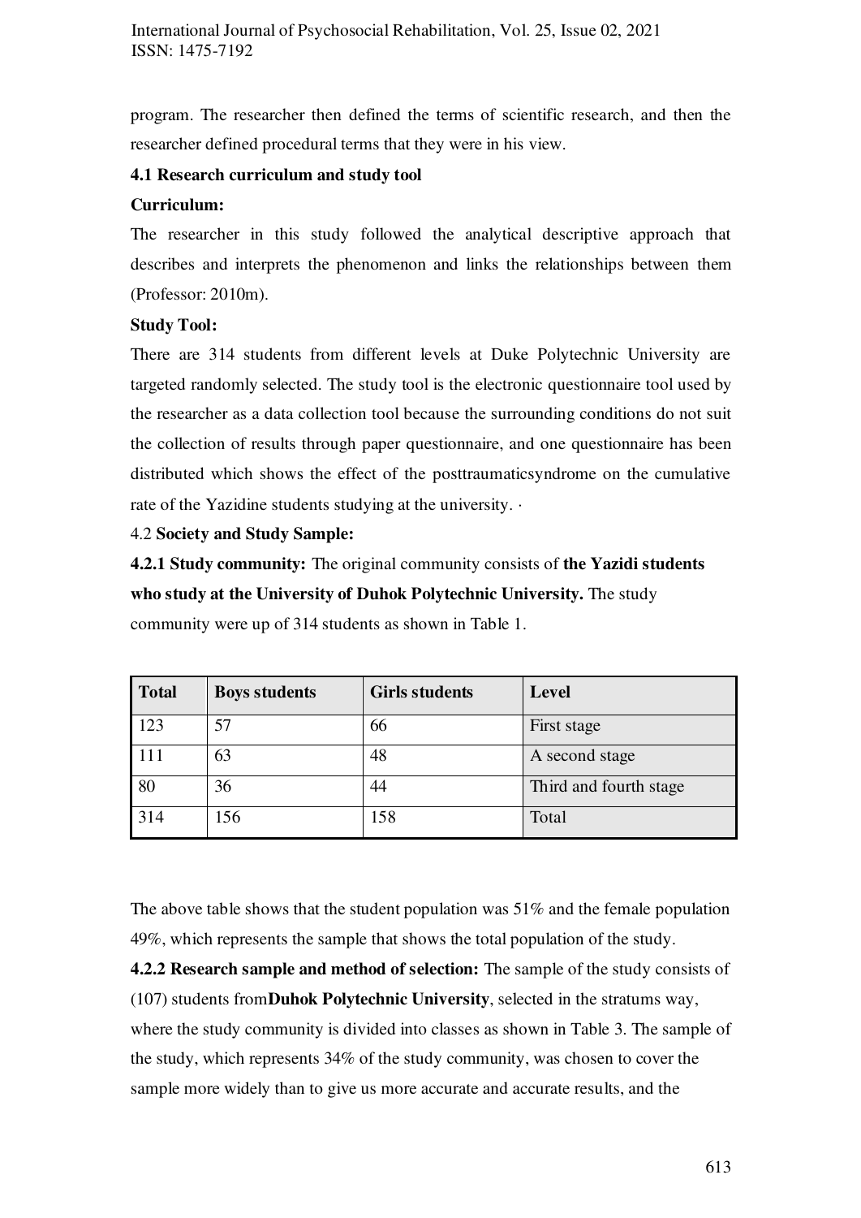program. The researcher then defined the terms of scientific research, and then the researcher defined procedural terms that they were in his view.

**4.1 Research curriculum and study tool**

**Curriculum:**

The researcher in this study followed the analytical descriptive approach that describes and interprets the phenomenon and links the relationships between them (Professor: 2010m).

**Study Tool:**

There are 314 students from different levels at Duke Polytechnic University are targeted randomly selected. The study tool is the electronic questionnaire tool used by the researcher as a data collection tool because the surrounding conditions do not suit the collection of results through paper questionnaire, and one questionnaire has been distributed which shows the effect of the posttraumaticsyndrome on the cumulative rate of the Yazidine students studying at the university. ·

4.2 **Society and Study Sample:**

**4.2.1 Study community:** The original community consists of **the Yazidi students who study at the University of Duhok Polytechnic University.** The study community were up of 314 students as shown in Table 1.

| Total | Boys students | Girls students | Level |
|---|---|---|---|
| 123 | 57 | 66 | First stage |
| 111 | 63 | 48 | A second stage |
| 80 | 36 | 44 | Third and fourth stage |
| 314 | 156 | 158 | Total |

The above table shows that the student population was 51% and the female population 49%, which represents the sample that shows the total population of the study.

**4.2.2 Research sample and method of selection:** The sample of the study consists of (107) students from**Duhok Polytechnic University**, selected in the stratums way, where the study community is divided into classes as shown in Table 3. The sample of the study, which represents 34% of the study community, was chosen to cover the sample more widely than to give us more accurate and accurate results, and the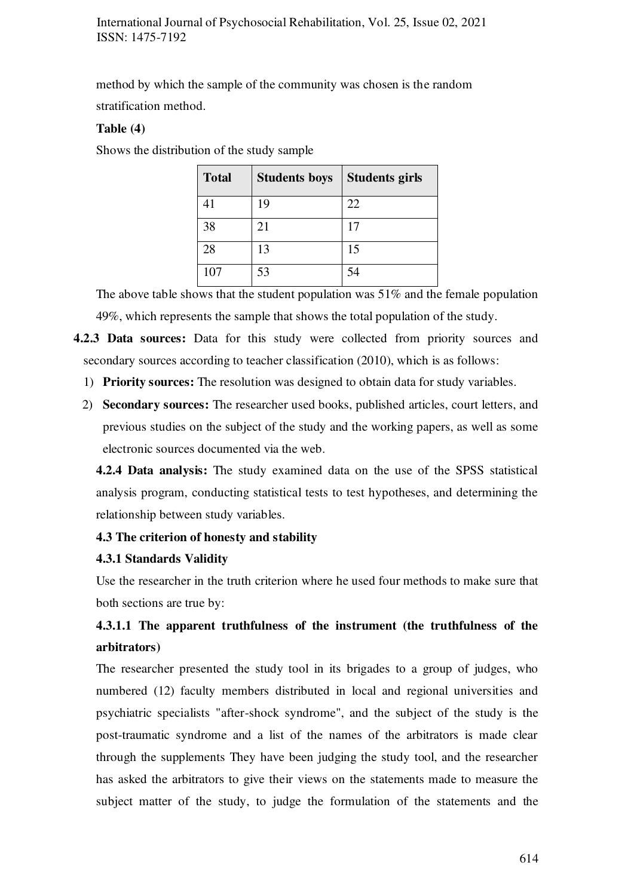method by which the sample of the community was chosen is the random stratification method.

**Table (4)**

Shows the distribution of the study sample

| Total | Students boys | Students girls |
|---|---|---|
| 41 | 19 | 22 |
| 38 | 21 | 17 |
| 28 | 13 | 15 |
| 107 | 53 | 54 |

The above table shows that the student population was 51% and the female population 49%, which represents the sample that shows the total population of the study.

**4.2.3 Data sources:** Data for this study were collected from priority sources and secondary sources according to teacher classification (2010), which is as follows:

1) **Priority sources:** The resolution was designed to obtain data for study variables.
2) **Secondary sources:** The researcher used books, published articles, court letters, and previous studies on the subject of the study and the working papers, as well as some electronic sources documented via the web.

**4.2.4 Data analysis:** The study examined data on the use of the SPSS statistical analysis program, conducting statistical tests to test hypotheses, and determining the relationship between study variables.

### 4.3 The criterion of honesty and stability

#### 4.3.1 Standards Validity

Use the researcher in the truth criterion where he used four methods to make sure that both sections are true by:

#### 4.3.1.1 The apparent truthfulness of the instrument (the truthfulness of the arbitrators)

The researcher presented the study tool in its brigades to a group of judges, who numbered (12) faculty members distributed in local and regional universities and psychiatric specialists "after-shock syndrome", and the subject of the study is the post-traumatic syndrome and a list of the names of the arbitrators is made clear through the supplements They have been judging the study tool, and the researcher has asked the arbitrators to give their views on the statements made to measure the subject matter of the study, to judge the formulation of the statements and the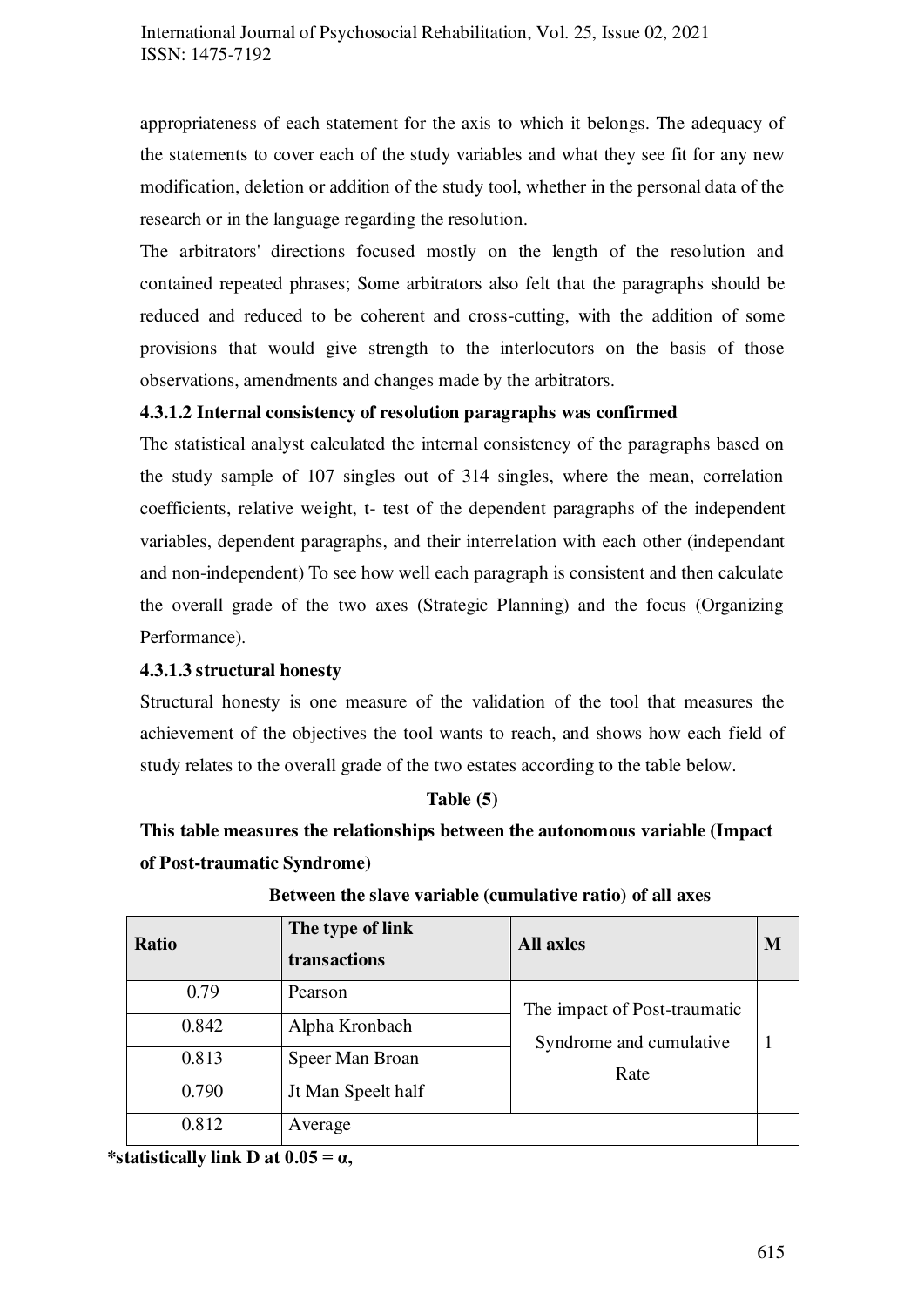appropriateness of each statement for the axis to which it belongs. The adequacy of the statements to cover each of the study variables and what they see fit for any new modification, deletion or addition of the study tool, whether in the personal data of the research or in the language regarding the resolution.

The arbitrators' directions focused mostly on the length of the resolution and contained repeated phrases; Some arbitrators also felt that the paragraphs should be reduced and reduced to be coherent and cross-cutting, with the addition of some provisions that would give strength to the interlocutors on the basis of those observations, amendments and changes made by the arbitrators.

#### 4.3.1.2 Internal consistency of resolution paragraphs was confirmed

The statistical analyst calculated the internal consistency of the paragraphs based on the study sample of 107 singles out of 314 singles, where the mean, correlation coefficients, relative weight, t- test of the dependent paragraphs of the independent variables, dependent paragraphs, and their interrelation with each other (independant and non-independent) To see how well each paragraph is consistent and then calculate the overall grade of the two axes (Strategic Planning) and the focus (Organizing Performance).

#### 4.3.1.3 structural honesty

Structural honesty is one measure of the validation of the tool that measures the achievement of the objectives the tool wants to reach, and shows how each field of study relates to the overall grade of the two estates according to the table below.

**Table (5)**

**This table measures the relationships between the autonomous variable (Impact of Post-traumatic Syndrome)**

**Between the slave variable (cumulative ratio) of all axes**

| Ratio | The type of link transactions | All axles | M |
|---|---|---|---|
| 0.79 | Pearson | The impact of Post-traumatic Syndrome and cumulative Rate | 1 |
| 0.842 | Alpha Kronbach | | |
| 0.813 | Speer Man Broan | | |
| 0.790 | Jt Man Speelt half | | |
| 0.812 | Average | | |

**\*statistically link D at 0.05 = α,**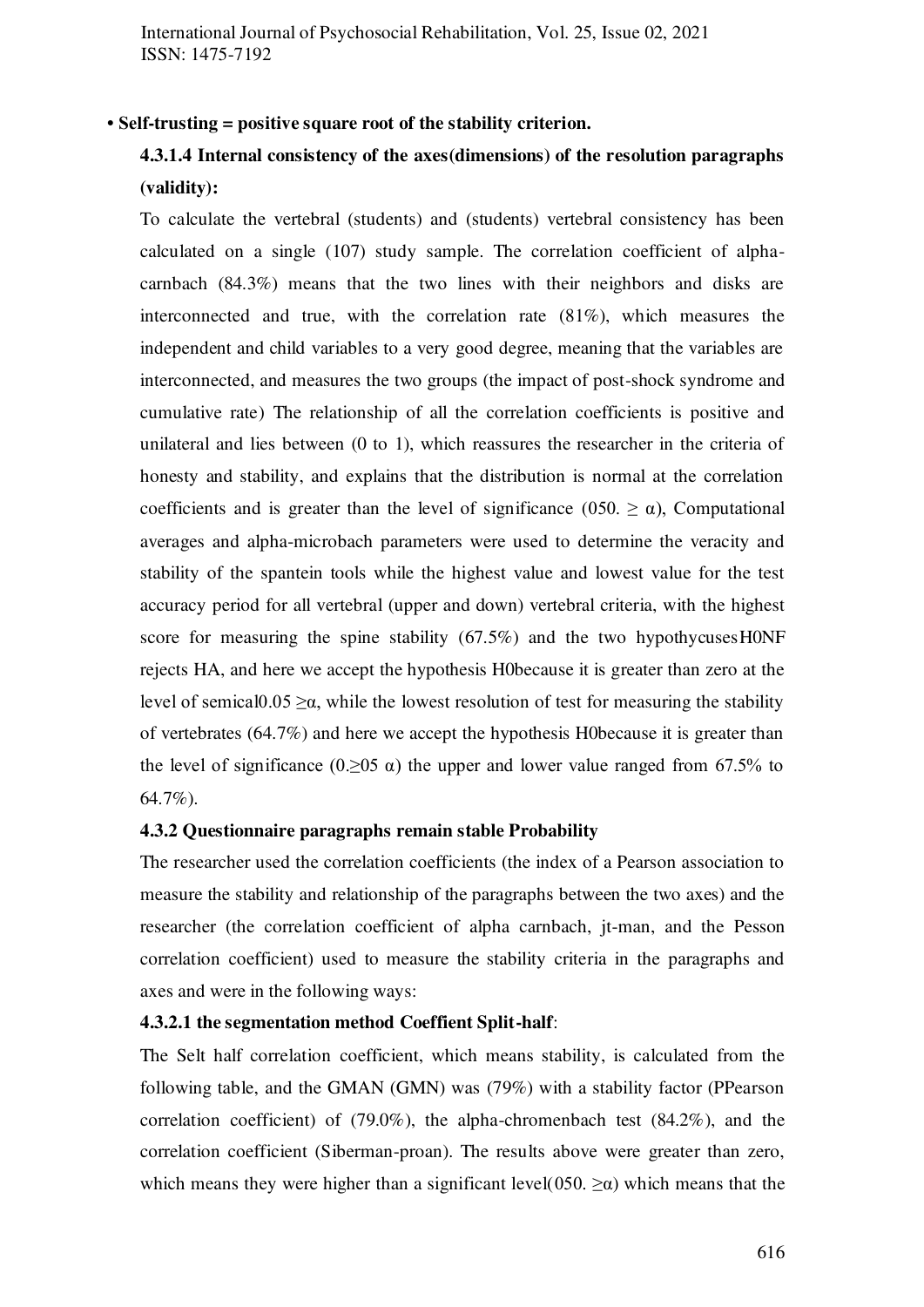- **Self-trusting = positive square root of the stability criterion.**

**4.3.1.4 Internal consistency of the axes(dimensions) of the resolution paragraphs (validity):**

To calculate the vertebral (students) and (students) vertebral consistency has been calculated on a single (107) study sample. The correlation coefficient of alpha-carnbach (84.3%) means that the two lines with their neighbors and disks are interconnected and true, with the correlation rate (81%), which measures the independent and child variables to a very good degree, meaning that the variables are interconnected, and measures the two groups (the impact of post-shock syndrome and cumulative rate) The relationship of all the correlation coefficients is positive and unilateral and lies between (0 to 1), which reassures the researcher in the criteria of honesty and stability, and explains that the distribution is normal at the correlation coefficients and is greater than the level of significance (050. $\geq \alpha$), Computational averages and alpha-microbach parameters were used to determine the veracity and stability of the spantein tools while the highest value and lowest value for the test accuracy period for all vertebral (upper and down) vertebral criteria, with the highest score for measuring the spine stability (67.5%) and the two hypothycusesH0NF rejects HA, and here we accept the hypothesis H0because it is greater than zero at the level of semical0.05 $\geq\alpha$, while the lowest resolution of test for measuring the stability of vertebrates (64.7%) and here we accept the hypothesis H0because it is greater than the level of significance (0.$\geq$05 $\alpha$) the upper and lower value ranged from 67.5% to 64.7%).

**4.3.2 Questionnaire paragraphs remain stable Probability**

The researcher used the correlation coefficients (the index of a Pearson association to measure the stability and relationship of the paragraphs between the two axes) and the researcher (the correlation coefficient of alpha carnbach, jt-man, and the Pesson correlation coefficient) used to measure the stability criteria in the paragraphs and axes and were in the following ways:

**4.3.2.1 the segmentation method Coeffient Split-half**:

The Selt half correlation coefficient, which means stability, is calculated from the following table, and the GMAN (GMN) was (79%) with a stability factor (PPearson correlation coefficient) of (79.0%), the alpha-chromenbach test (84.2%), and the correlation coefficient (Siberman-proan). The results above were greater than zero, which means they were higher than a significant level(050. $\geq\alpha$) which means that the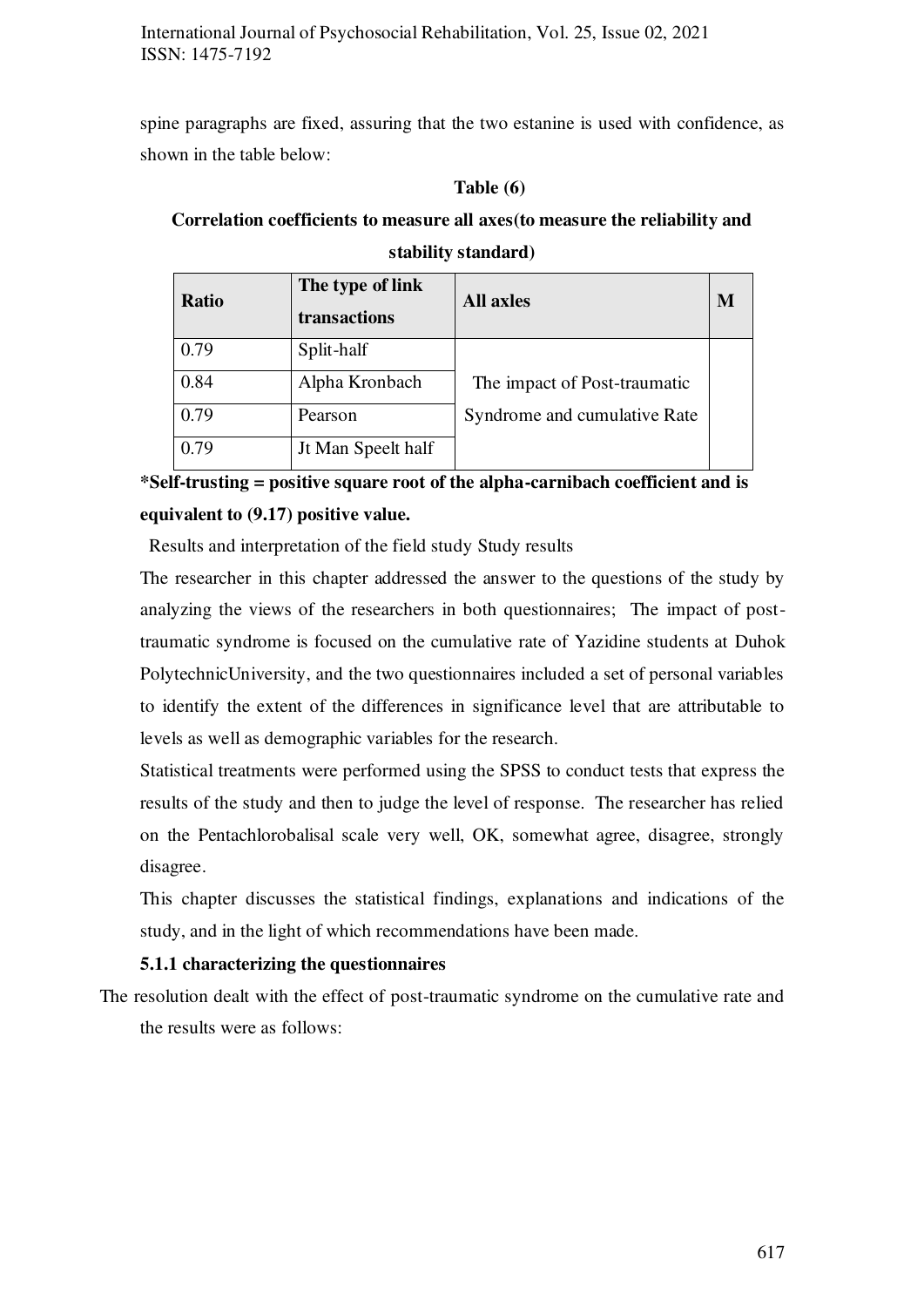spine paragraphs are fixed, assuring that the two estanine is used with confidence, as shown in the table below:

**Table (6)**

**Correlation coefficients to measure all axes(to measure the reliability and stability standard)**

| Ratio | The type of link transactions | All axles | M |
|---|---|---|---|
| 0.79 | Split-half | The impact of Post-traumatic Syndrome and cumulative Rate | |
| 0.84 | Alpha Kronbach | | |
| 0.79 | Pearson | | |
| 0.79 | Jt Man Speelt half | | |

**\*Self-trusting = positive square root of the alpha-carnibach coefficient and is equivalent to (9.17) positive value.**

Results and interpretation of the field study Study results

The researcher in this chapter addressed the answer to the questions of the study by analyzing the views of the researchers in both questionnaires; The impact of post-traumatic syndrome is focused on the cumulative rate of Yazidine students at Duhok PolytechnicUniversity, and the two questionnaires included a set of personal variables to identify the extent of the differences in significance level that are attributable to levels as well as demographic variables for the research.

Statistical treatments were performed using the SPSS to conduct tests that express the results of the study and then to judge the level of response. The researcher has relied on the Pentachlorobalisal scale very well, OK, somewhat agree, disagree, strongly disagree.

This chapter discusses the statistical findings, explanations and indications of the study, and in the light of which recommendations have been made.

### 5.1.1 characterizing the questionnaires

The resolution dealt with the effect of post-traumatic syndrome on the cumulative rate and the results were as follows: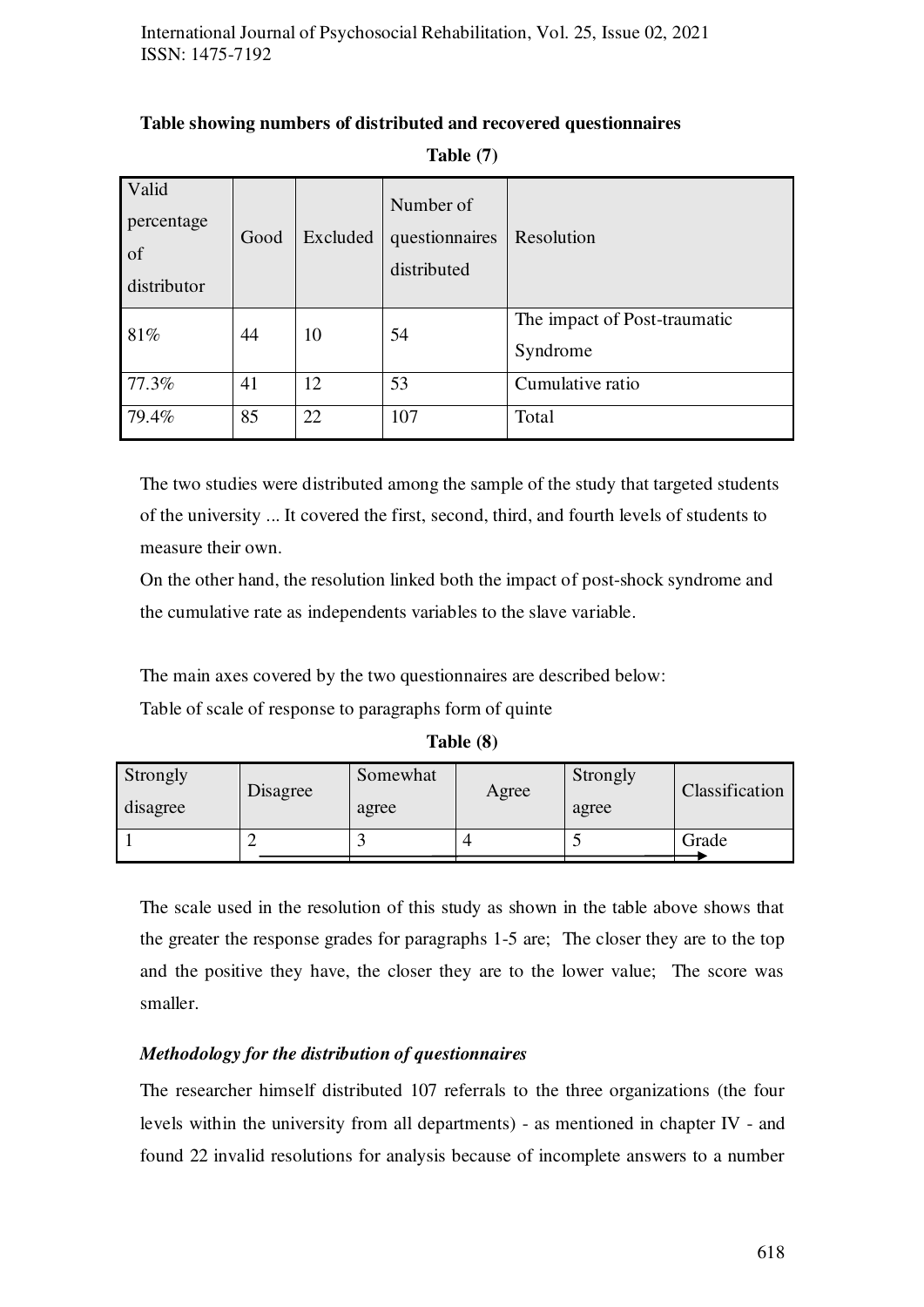**Table showing numbers of distributed and recovered questionnaires**

**Table (7)**

| Valid percentage of distributor | Good | Excluded | Number of questionnaires distributed | Resolution |
|---|---|---|---|---|
| 81% | 44 | 10 | 54 | The impact of Post-traumatic Syndrome |
| 77.3% | 41 | 12 | 53 | Cumulative ratio |
| 79.4% | 85 | 22 | 107 | Total |

The two studies were distributed among the sample of the study that targeted students of the university ... It covered the first, second, third, and fourth levels of students to measure their own.

On the other hand, the resolution linked both the impact of post-shock syndrome and the cumulative rate as independents variables to the slave variable.

The main axes covered by the two questionnaires are described below:

Table of scale of response to paragraphs form of quinte

**Table (8)**

| Strongly disagree | Disagree | Somewhat agree | Agree | Strongly agree | Classification |
|---|---|---|---|---|---|
| 1 | 2 | 3 | 4 | 5 | Grade |

The scale used in the resolution of this study as shown in the table above shows that the greater the response grades for paragraphs 1-5 are; The closer they are to the top and the positive they have, the closer they are to the lower value; The score was smaller.

***Methodology for the distribution of questionnaires***

The researcher himself distributed 107 referrals to the three organizations (the four levels within the university from all departments) - as mentioned in chapter IV - and found 22 invalid resolutions for analysis because of incomplete answers to a number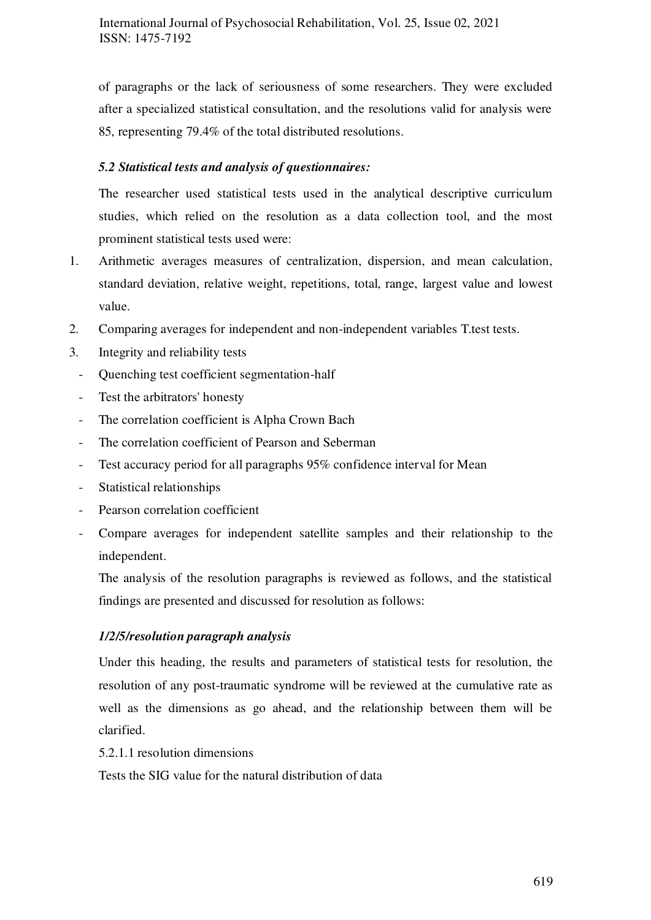of paragraphs or the lack of seriousness of some researchers. They were excluded after a specialized statistical consultation, and the resolutions valid for analysis were 85, representing 79.4% of the total distributed resolutions.

### *5.2 Statistical tests and analysis of questionnaires:*

The researcher used statistical tests used in the analytical descriptive curriculum studies, which relied on the resolution as a data collection tool, and the most prominent statistical tests used were:

1. Arithmetic averages measures of centralization, dispersion, and mean calculation, standard deviation, relative weight, repetitions, total, range, largest value and lowest value.
2. Comparing averages for independent and non-independent variables T.test tests.
3. Integrity and reliability tests
   - Quenching test coefficient segmentation-half
   - Test the arbitrators' honesty
   - The correlation coefficient is Alpha Crown Bach
   - The correlation coefficient of Pearson and Seberman
   - Test accuracy period for all paragraphs 95% confidence interval for Mean
   - Statistical relationships
   - Pearson correlation coefficient
   - Compare averages for independent satellite samples and their relationship to the independent.

The analysis of the resolution paragraphs is reviewed as follows, and the statistical findings are presented and discussed for resolution as follows:

### *1/2/5/resolution paragraph analysis*

Under this heading, the results and parameters of statistical tests for resolution, the resolution of any post-traumatic syndrome will be reviewed at the cumulative rate as well as the dimensions as go ahead, and the relationship between them will be clarified.

5.2.1.1 resolution dimensions

Tests the SIG value for the natural distribution of data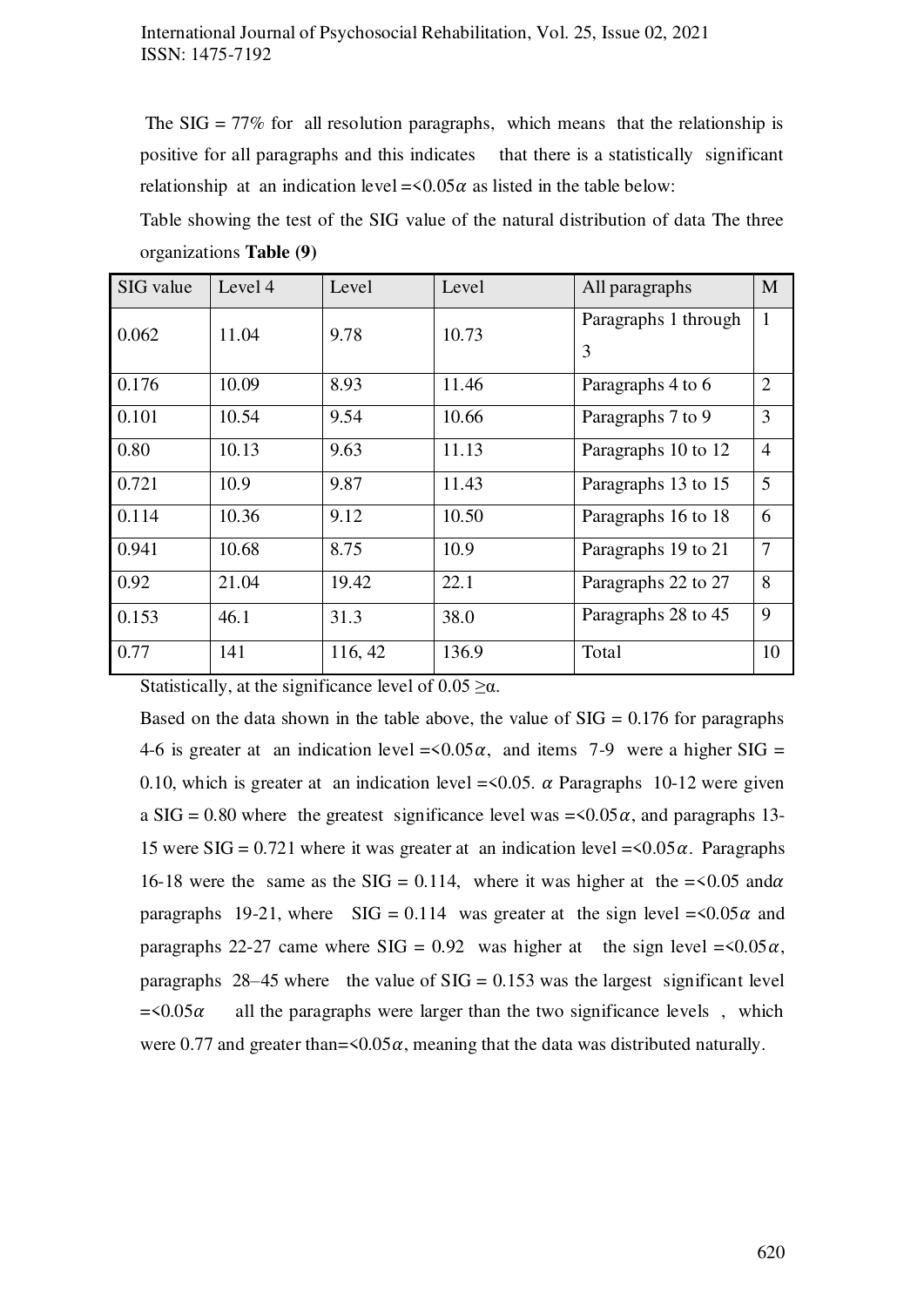The SIG = 77% for all resolution paragraphs, which means that the relationship is positive for all paragraphs and this indicates that there is a statistically significant relationship at an indication level =<0.05$\alpha$ as listed in the table below:

Table showing the test of the SIG value of the natural distribution of data The three organizations **Table (9)**

| SIG value | Level 4 | Level | Level | All paragraphs | M |
|---|---|---|---|---|---|
| 0.062 | 11.04 | 9.78 | 10.73 | Paragraphs 1 through 3 | 1 |
| 0.176 | 10.09 | 8.93 | 11.46 | Paragraphs 4 to 6 | 2 |
| 0.101 | 10.54 | 9.54 | 10.66 | Paragraphs 7 to 9 | 3 |
| 0.80 | 10.13 | 9.63 | 11.13 | Paragraphs 10 to 12 | 4 |
| 0.721 | 10.9 | 9.87 | 11.43 | Paragraphs 13 to 15 | 5 |
| 0.114 | 10.36 | 9.12 | 10.50 | Paragraphs 16 to 18 | 6 |
| 0.941 | 10.68 | 8.75 | 10.9 | Paragraphs 19 to 21 | 7 |
| 0.92 | 21.04 | 19.42 | 22.1 | Paragraphs 22 to 27 | 8 |
| 0.153 | 46.1 | 31.3 | 38.0 | Paragraphs 28 to 45 | 9 |
| 0.77 | 141 | 116, 42 | 136.9 | Total | 10 |

Statistically, at the significance level of 0.05 ≥α.

Based on the data shown in the table above, the value of SIG = 0.176 for paragraphs 4-6 is greater at an indication level =<0.05$\alpha$, and items 7-9 were a higher SIG = 0.10, which is greater at an indication level =<0.05. $\alpha$ Paragraphs 10-12 were given a SIG = 0.80 where the greatest significance level was =<0.05$\alpha$, and paragraphs 13-15 were SIG = 0.721 where it was greater at an indication level =<0.05$\alpha$. Paragraphs 16-18 were the same as the SIG = 0.114, where it was higher at the =<0.05 and$\alpha$ paragraphs 19-21, where SIG = 0.114 was greater at the sign level =<0.05$\alpha$ and paragraphs 22-27 came where SIG = 0.92 was higher at the sign level =<0.05$\alpha$, paragraphs 28–45 where the value of SIG = 0.153 was the largest significant level =<0.05$\alpha$ all the paragraphs were larger than the two significance levels , which were 0.77 and greater than=<0.05$\alpha$, meaning that the data was distributed naturally.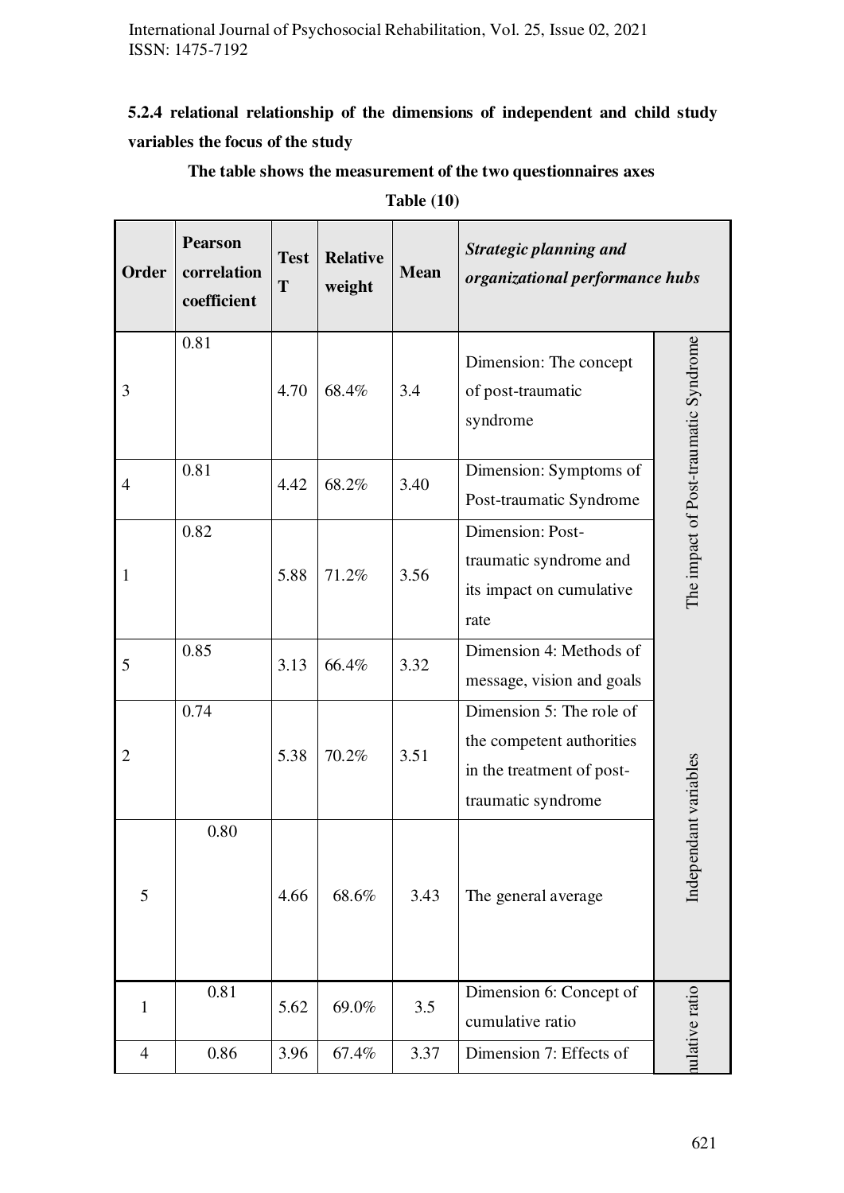**5.2.4 relational relationship of the dimensions of independent and child study variables the focus of the study**

**The table shows the measurement of the two questionnaires axes**

**Table (10)**

| Order | Pearson correlation coefficient | Test T | Relative weight | Mean | *Strategic planning and organizational performance hubs* | |
|---|---|---|---|---|---|---|
| 3 | 0.81 | 4.70 | 68.4% | 3.4 | Dimension: The concept of post-traumatic syndrome | The impact of Post-traumatic Syndrome |
| 4 | 0.81 | 4.42 | 68.2% | 3.40 | Dimension: Symptoms of Post-traumatic Syndrome | |
| 1 | 0.82 | 5.88 | 71.2% | 3.56 | Dimension: Post-traumatic syndrome and its impact on cumulative rate | |
| 5 | 0.85 | 3.13 | 66.4% | 3.32 | Dimension 4: Methods of message, vision and goals | Independant variables |
| 2 | 0.74 | 5.38 | 70.2% | 3.51 | Dimension 5: The role of the competent authorities in the treatment of post-traumatic syndrome | |
| 5 | 0.80 | 4.66 | 68.6% | 3.43 | The general average | |
| 1 | 0.81 | 5.62 | 69.0% | 3.5 | Dimension 6: Concept of cumulative ratio | ...ulative ratio |
| 4 | 0.86 | 3.96 | 67.4% | 3.37 | Dimension 7: Effects of | |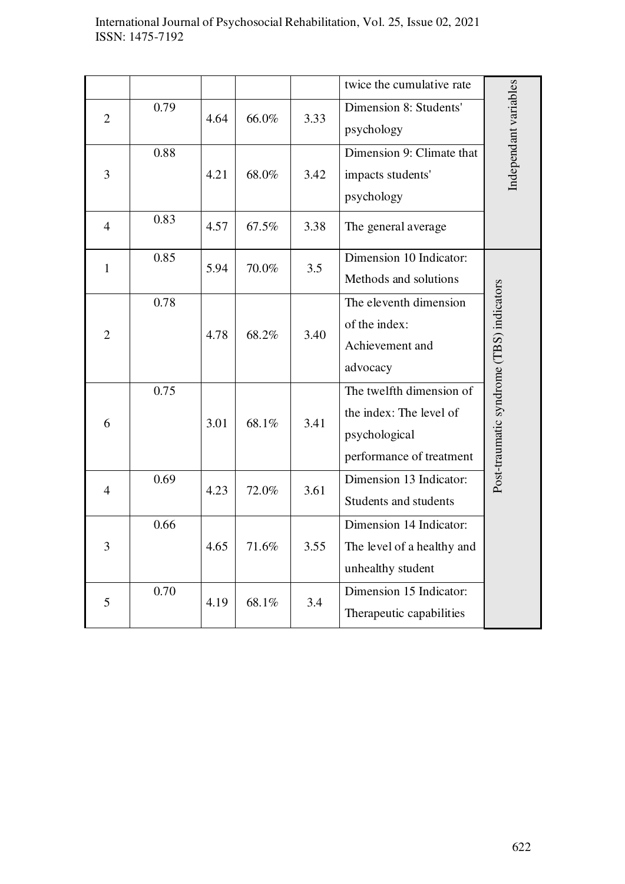| | | | | | | |
|---|---|---|---|---|---|---|
| | | | | | twice the cumulative rate | Independant variables |
| 2 | 0.79 | 4.64 | 66.0% | 3.33 | Dimension 8: Students' psychology | |
| 3 | 0.88 | 4.21 | 68.0% | 3.42 | Dimension 9: Climate that impacts students' psychology | |
| 4 | 0.83 | 4.57 | 67.5% | 3.38 | The general average | |
| 1 | 0.85 | 5.94 | 70.0% | 3.5 | Dimension 10 Indicator: Methods and solutions | Post-traumatic syndrome (TBS) indicators |
| 2 | 0.78 | 4.78 | 68.2% | 3.40 | The eleventh dimension of the index: Achievement and advocacy | |
| 6 | 0.75 | 3.01 | 68.1% | 3.41 | The twelfth dimension of the index: The level of psychological performance of treatment | |
| 4 | 0.69 | 4.23 | 72.0% | 3.61 | Dimension 13 Indicator: Students and students | |
| 3 | 0.66 | 4.65 | 71.6% | 3.55 | Dimension 14 Indicator: The level of a healthy and unhealthy student | |
| 5 | 0.70 | 4.19 | 68.1% | 3.4 | Dimension 15 Indicator: Therapeutic capabilities | |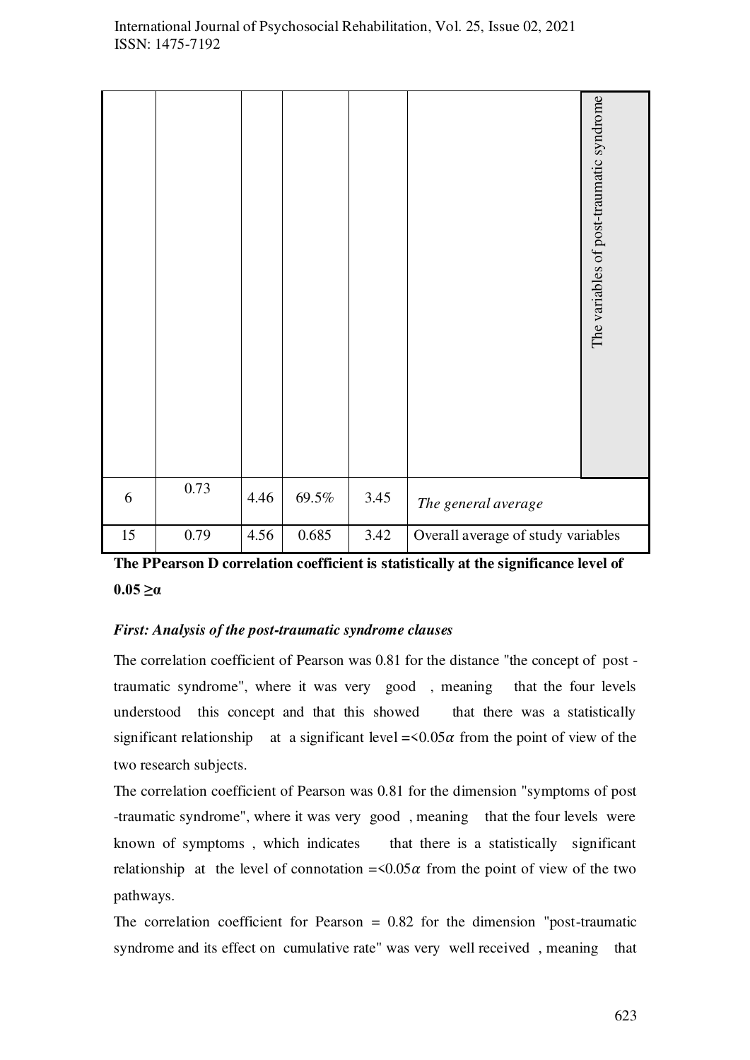| | | | | | | The variables of post-traumatic syndrome |
|---|---|---|---|---|---|---|
| 6 | 0.73 | 4.46 | 69.5% | 3.45 | *The general average* | |
| 15 | 0.79 | 4.56 | 0.685 | 3.42 | Overall average of study variables | |

**The PPearson D correlation coefficient is statistically at the significance level of 0.05 ≥α**

***First: Analysis of the post-traumatic syndrome clauses***

The correlation coefficient of Pearson was 0.81 for the distance "the concept of post - traumatic syndrome", where it was very good , meaning that the four levels understood this concept and that this showed that there was a statistically significant relationship at a significant level =<0.05$\alpha$ from the point of view of the two research subjects.

The correlation coefficient of Pearson was 0.81 for the dimension "symptoms of post -traumatic syndrome", where it was very good , meaning that the four levels were known of symptoms , which indicates that there is a statistically significant relationship at the level of connotation =<0.05$\alpha$ from the point of view of the two pathways.

The correlation coefficient for Pearson = 0.82 for the dimension "post-traumatic syndrome and its effect on cumulative rate" was very well received , meaning that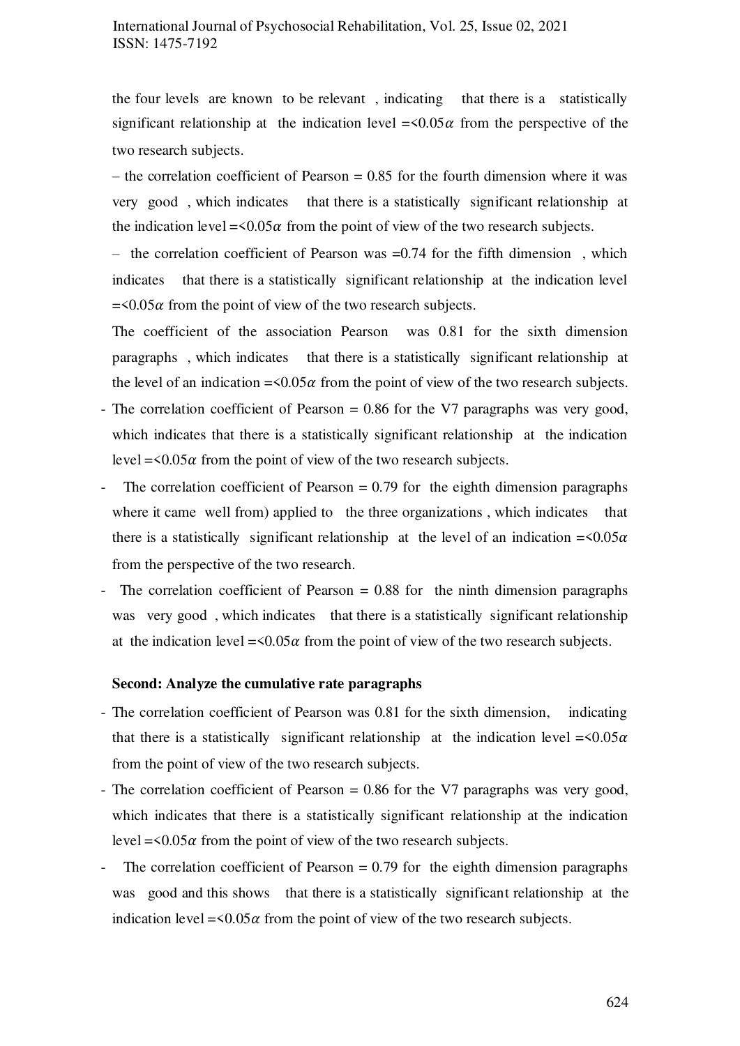the four levels are known to be relevant , indicating that there is a statistically significant relationship at the indication level $=<0.05\alpha$ from the perspective of the two research subjects.

– the correlation coefficient of Pearson = 0.85 for the fourth dimension where it was very good , which indicates that there is a statistically significant relationship at the indication level $=<0.05\alpha$ from the point of view of the two research subjects.

– the correlation coefficient of Pearson was =0.74 for the fifth dimension , which indicates that there is a statistically significant relationship at the indication level $=<0.05\alpha$ from the point of view of the two research subjects.

The coefficient of the association Pearson was 0.81 for the sixth dimension paragraphs , which indicates that there is a statistically significant relationship at the level of an indication $=<0.05\alpha$ from the point of view of the two research subjects.

- The correlation coefficient of Pearson = 0.86 for the V7 paragraphs was very good, which indicates that there is a statistically significant relationship at the indication level $=<0.05\alpha$ from the point of view of the two research subjects.
- The correlation coefficient of Pearson = 0.79 for the eighth dimension paragraphs where it came well from) applied to the three organizations , which indicates that there is a statistically significant relationship at the level of an indication $=<0.05\alpha$ from the perspective of the two research.
- The correlation coefficient of Pearson = 0.88 for the ninth dimension paragraphs was very good , which indicates that there is a statistically significant relationship at the indication level $=<0.05\alpha$ from the point of view of the two research subjects.

**Second: Analyze the cumulative rate paragraphs**

- The correlation coefficient of Pearson was 0.81 for the sixth dimension, indicating that there is a statistically significant relationship at the indication level $=<0.05\alpha$ from the point of view of the two research subjects.
- The correlation coefficient of Pearson = 0.86 for the V7 paragraphs was very good, which indicates that there is a statistically significant relationship at the indication level $=<0.05\alpha$ from the point of view of the two research subjects.
- The correlation coefficient of Pearson = 0.79 for the eighth dimension paragraphs was good and this shows that there is a statistically significant relationship at the indication level $=<0.05\alpha$ from the point of view of the two research subjects.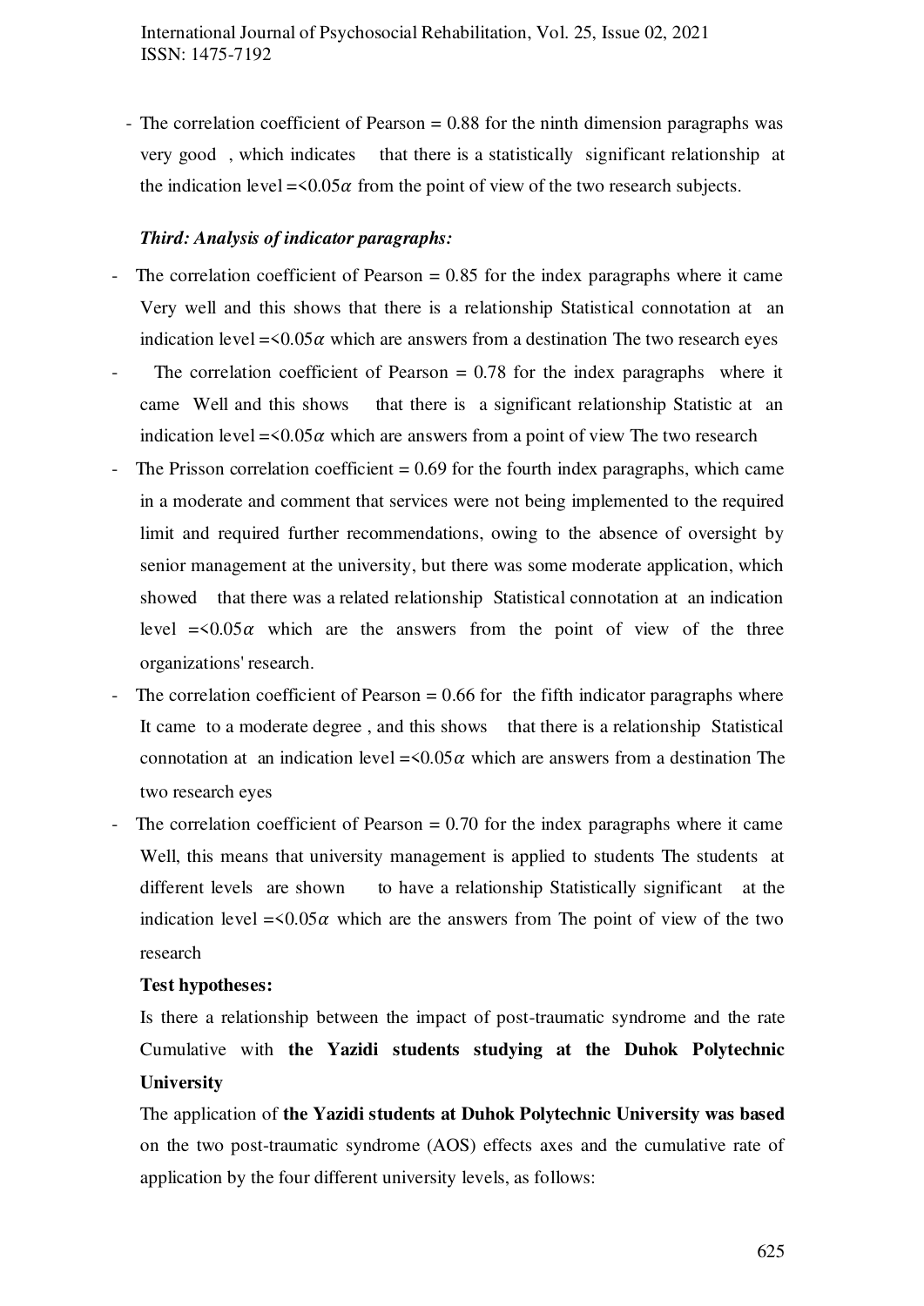- The correlation coefficient of Pearson = 0.88 for the ninth dimension paragraphs was very good , which indicates that there is a statistically significant relationship at the indication level =<0.05$\alpha$ from the point of view of the two research subjects.

***Third: Analysis of indicator paragraphs:***

- The correlation coefficient of Pearson = 0.85 for the index paragraphs where it came Very well and this shows that there is a relationship Statistical connotation at an indication level =<0.05$\alpha$ which are answers from a destination The two research eyes
- The correlation coefficient of Pearson = 0.78 for the index paragraphs where it came Well and this shows that there is a significant relationship Statistic at an indication level =<0.05$\alpha$ which are answers from a point of view The two research
- The Prisson correlation coefficient = 0.69 for the fourth index paragraphs, which came in a moderate and comment that services were not being implemented to the required limit and required further recommendations, owing to the absence of oversight by senior management at the university, but there was some moderate application, which showed that there was a related relationship Statistical connotation at an indication level =<0.05$\alpha$ which are the answers from the point of view of the three organizations' research.
- The correlation coefficient of Pearson = 0.66 for the fifth indicator paragraphs where It came to a moderate degree , and this shows that there is a relationship Statistical connotation at an indication level =<0.05$\alpha$ which are answers from a destination The two research eyes
- The correlation coefficient of Pearson = 0.70 for the index paragraphs where it came Well, this means that university management is applied to students The students at different levels are shown to have a relationship Statistically significant at the indication level =<0.05$\alpha$ which are the answers from The point of view of the two research

**Test hypotheses:**

Is there a relationship between the impact of post-traumatic syndrome and the rate Cumulative with **the Yazidi students studying at the Duhok Polytechnic University**

The application of **the Yazidi students at Duhok Polytechnic University was based** on the two post-traumatic syndrome (AOS) effects axes and the cumulative rate of application by the four different university levels, as follows: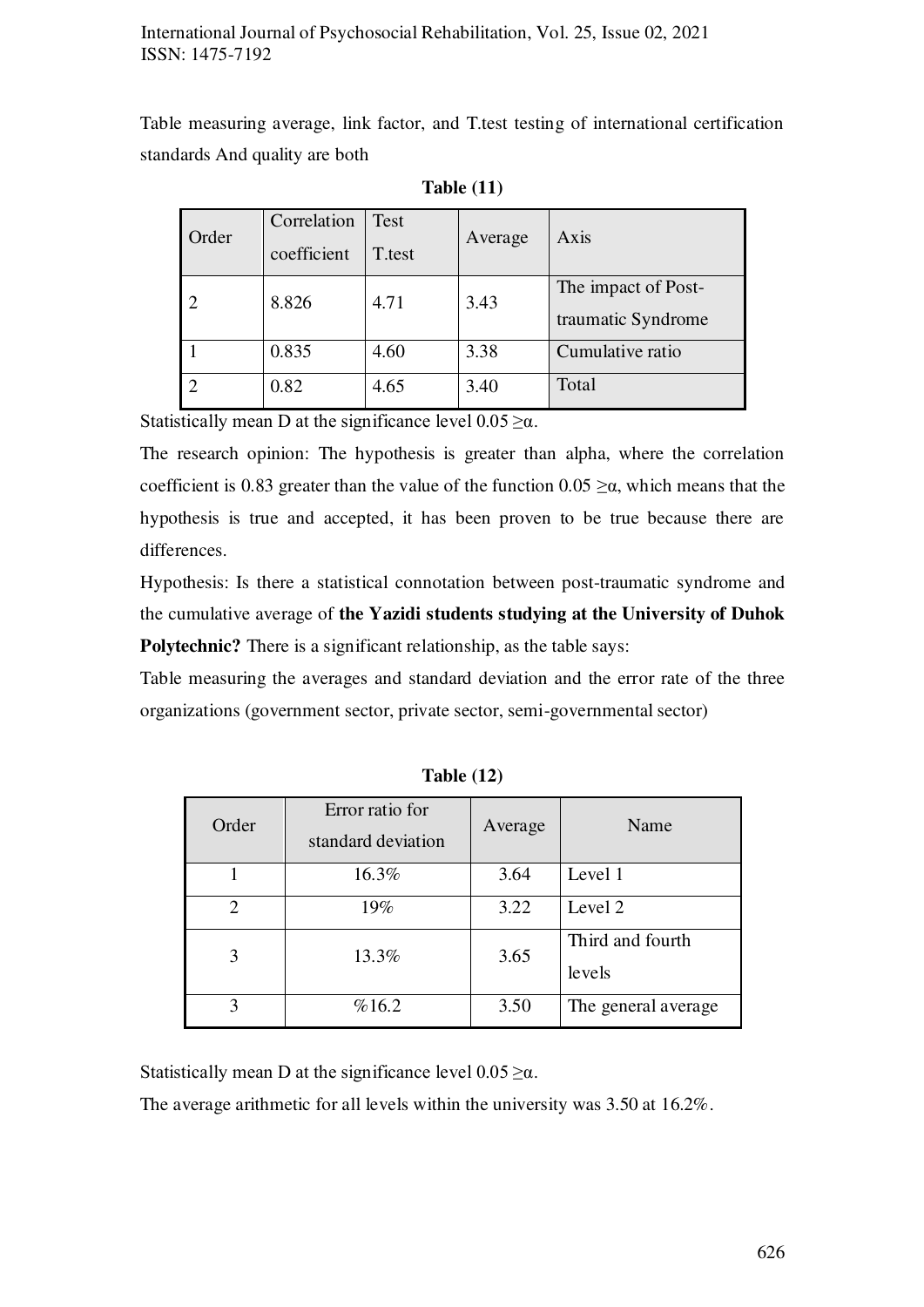Table measuring average, link factor, and T.test testing of international certification standards And quality are both

**Table (11)**

| Order | Correlation coefficient | Test T.test | Average | Axis |
|---|---|---|---|---|
| 2 | 8.826 | 4.71 | 3.43 | The impact of Post-traumatic Syndrome |
| 1 | 0.835 | 4.60 | 3.38 | Cumulative ratio |
| 2 | 0.82 | 4.65 | 3.40 | Total |

Statistically mean D at the significance level $0.05 \geq \alpha$.

The research opinion: The hypothesis is greater than alpha, where the correlation coefficient is 0.83 greater than the value of the function $0.05 \geq \alpha$, which means that the hypothesis is true and accepted, it has been proven to be true because there are differences.

Hypothesis: Is there a statistical connotation between post-traumatic syndrome and the cumulative average of **the Yazidi students studying at the University of Duhok Polytechnic?** There is a significant relationship, as the table says:

Table measuring the averages and standard deviation and the error rate of the three organizations (government sector, private sector, semi-governmental sector)

**Table (12)**

| Order | Error ratio for standard deviation | Average | Name |
|---|---|---|---|
| 1 | 16.3% | 3.64 | Level 1 |
| 2 | 19% | 3.22 | Level 2 |
| 3 | 13.3% | 3.65 | Third and fourth levels |
| 3 | %16.2 | 3.50 | The general average |

Statistically mean D at the significance level $0.05 \geq \alpha$.

The average arithmetic for all levels within the university was 3.50 at 16.2%.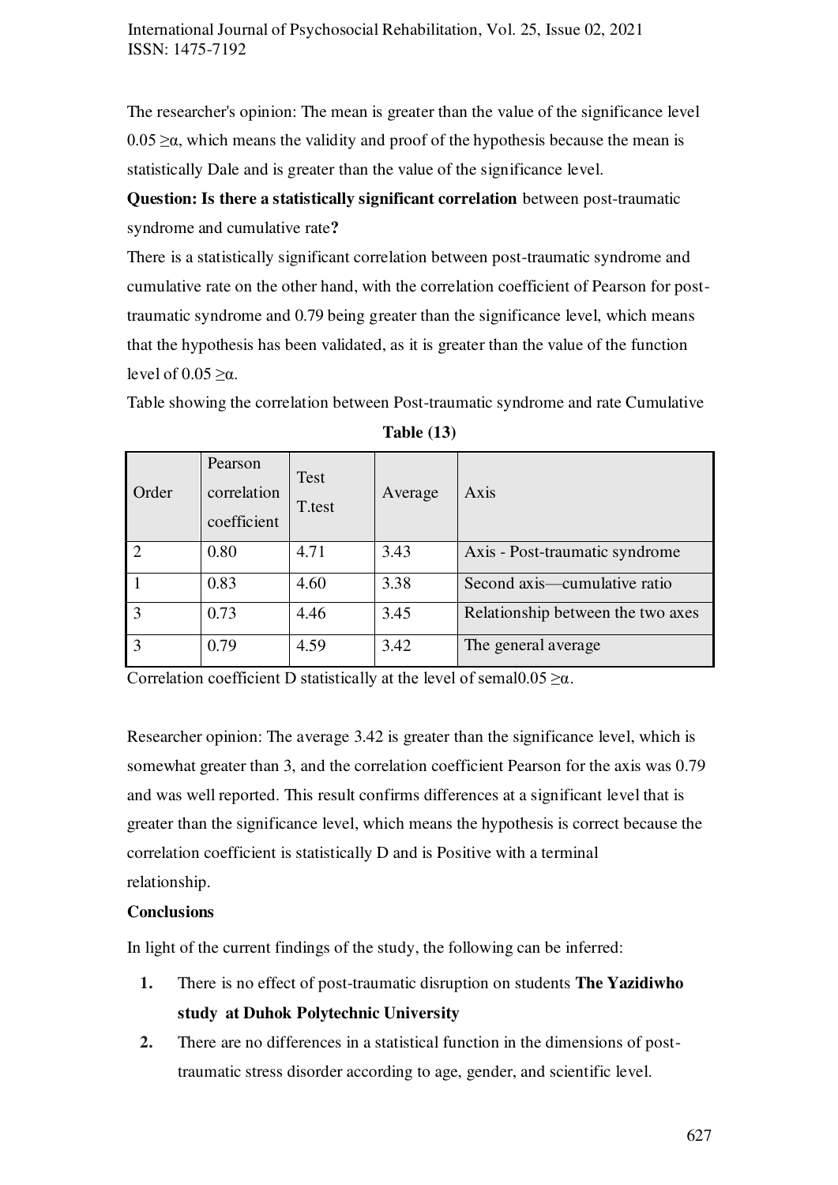The researcher's opinion: The mean is greater than the value of the significance level 0.05 ≥α, which means the validity and proof of the hypothesis because the mean is statistically Dale and is greater than the value of the significance level.

**Question: Is there a statistically significant correlation** between post-traumatic syndrome and cumulative rate**?**

There is a statistically significant correlation between post-traumatic syndrome and cumulative rate on the other hand, with the correlation coefficient of Pearson for post-traumatic syndrome and 0.79 being greater than the significance level, which means that the hypothesis has been validated, as it is greater than the value of the function level of 0.05 ≥α.

Table showing the correlation between Post-traumatic syndrome and rate Cumulative

**Table (13)**

| Order | Pearson correlation coefficient | Test T.test | Average | Axis |
|---|---|---|---|---|
| 2 | 0.80 | 4.71 | 3.43 | Axis - Post-traumatic syndrome |
| 1 | 0.83 | 4.60 | 3.38 | Second axis—cumulative ratio |
| 3 | 0.73 | 4.46 | 3.45 | Relationship between the two axes |
| 3 | 0.79 | 4.59 | 3.42 | The general average |

Correlation coefficient D statistically at the level of semal0.05 ≥α.

Researcher opinion: The average 3.42 is greater than the significance level, which is somewhat greater than 3, and the correlation coefficient Pearson for the axis was 0.79 and was well reported. This result confirms differences at a significant level that is greater than the significance level, which means the hypothesis is correct because the correlation coefficient is statistically D and is Positive with a terminal relationship.

**Conclusions**

In light of the current findings of the study, the following can be inferred:

1. There is no effect of post-traumatic disruption on students **The Yazidiwho study at Duhok Polytechnic University**
2. There are no differences in a statistical function in the dimensions of post-traumatic stress disorder according to age, gender, and scientific level.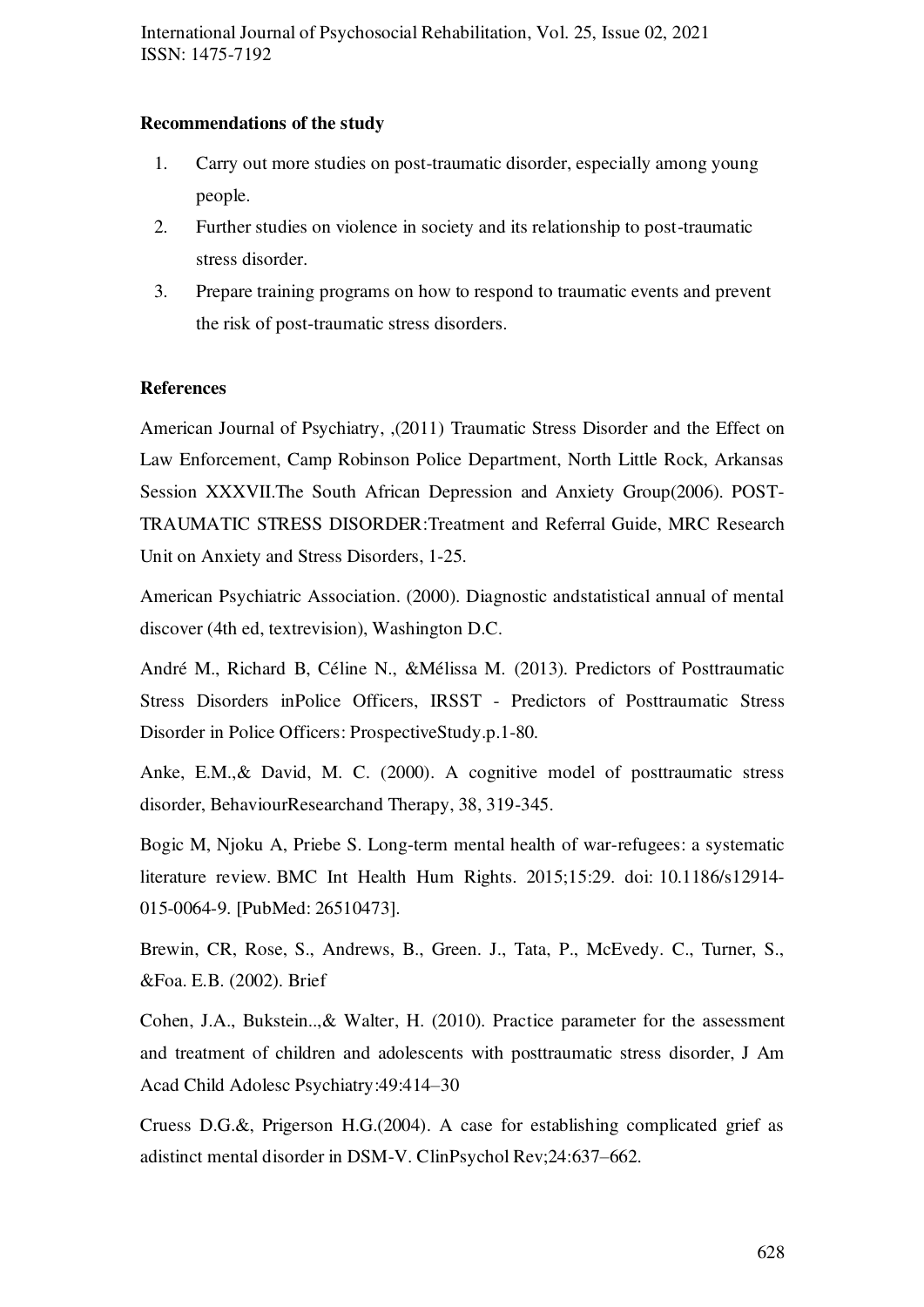**Recommendations of the study**

1. Carry out more studies on post-traumatic disorder, especially among young people.
2. Further studies on violence in society and its relationship to post-traumatic stress disorder.
3. Prepare training programs on how to respond to traumatic events and prevent the risk of post-traumatic stress disorders.

**References**

American Journal of Psychiatry, ,(2011) Traumatic Stress Disorder and the Effect on Law Enforcement, Camp Robinson Police Department, North Little Rock, Arkansas Session XXXVII.The South African Depression and Anxiety Group(2006). POST-TRAUMATIC STRESS DISORDER:Treatment and Referral Guide, MRC Research Unit on Anxiety and Stress Disorders, 1-25.

American Psychiatric Association. (2000). Diagnostic andstatistical annual of mental discover (4th ed, textrevision), Washington D.C.

André M., Richard B, Céline N., &Mélissa M. (2013). Predictors of Posttraumatic Stress Disorders inPolice Officers, IRSST - Predictors of Posttraumatic Stress Disorder in Police Officers: ProspectiveStudy.p.1-80.

Anke, E.M.,& David, M. C. (2000). A cognitive model of posttraumatic stress disorder, BehaviourResearchand Therapy, 38, 319-345.

Bogic M, Njoku A, Priebe S. Long-term mental health of war-refugees: a systematic literature review. BMC Int Health Hum Rights. 2015;15:29. doi: 10.1186/s12914-015-0064-9. [PubMed: 26510473].

Brewin, CR, Rose, S., Andrews, B., Green. J., Tata, P., McEvedy. C., Turner, S., &Foa. E.B. (2002). Brief

Cohen, J.A., Bukstein..,& Walter, H. (2010). Practice parameter for the assessment and treatment of children and adolescents with posttraumatic stress disorder, J Am Acad Child Adolesc Psychiatry:49:414–30

Cruess D.G.&, Prigerson H.G.(2004). A case for establishing complicated grief as adistinct mental disorder in DSM-V. ClinPsychol Rev;24:637–662.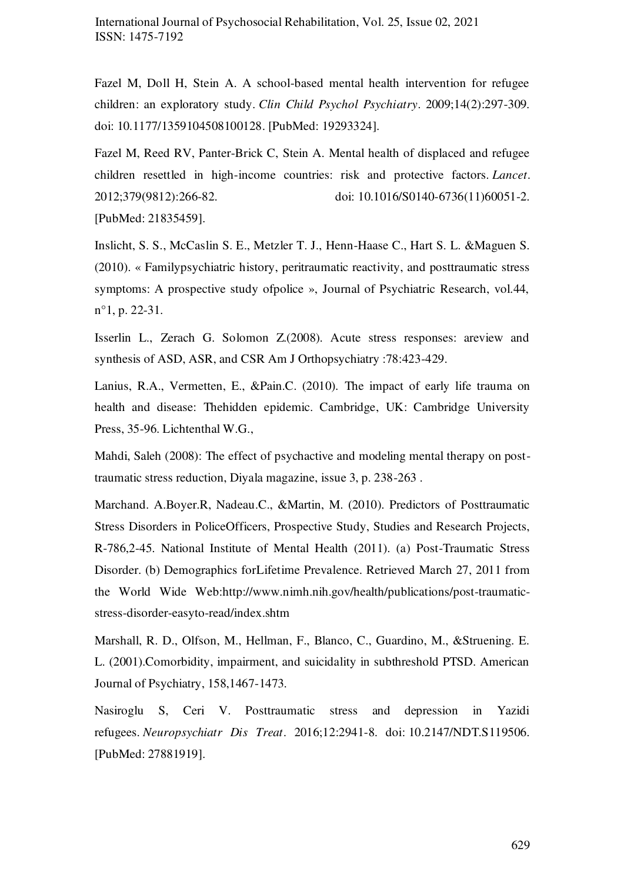Fazel M, Doll H, Stein A. A school-based mental health intervention for refugee children: an exploratory study. *Clin Child Psychol Psychiatry*. 2009;14(2):297-309. doi: 10.1177/1359104508100128. [PubMed: 19293324].

Fazel M, Reed RV, Panter-Brick C, Stein A. Mental health of displaced and refugee children resettled in high-income countries: risk and protective factors. *Lancet*. 2012;379(9812):266-82. doi: 10.1016/S0140-6736(11)60051-2. [PubMed: 21835459].

Inslicht, S. S., McCaslin S. E., Metzler T. J., Henn-Haase C., Hart S. L. &Maguen S. (2010). « Familypsychiatric history, peritraumatic reactivity, and posttraumatic stress symptoms: A prospective study ofpolice », Journal of Psychiatric Research, vol.44, n°1, p. 22-31.

Isserlin L., Zerach G. Solomon Z.(2008). Acute stress responses: areview and synthesis of ASD, ASR, and CSR Am J Orthopsychiatry :78:423-429.

Lanius, R.A., Vermetten, E., &Pain.C. (2010). The impact of early life trauma on health and disease: Thehidden epidemic. Cambridge, UK: Cambridge University Press, 35-96. Lichtenthal W.G.,

Mahdi, Saleh (2008): The effect of psychactive and modeling mental therapy on post-traumatic stress reduction, Diyala magazine, issue 3, p. 238-263 .

Marchand. A.Boyer.R, Nadeau.C., &Martin, M. (2010). Predictors of Posttraumatic Stress Disorders in PoliceOfficers, Prospective Study, Studies and Research Projects, R-786,2-45. National Institute of Mental Health (2011). (a) Post-Traumatic Stress Disorder. (b) Demographics forLifetime Prevalence. Retrieved March 27, 2011 from the World Wide Web:http://www.nimh.nih.gov/health/publications/post-traumatic-stress-disorder-easyto-read/index.shtm

Marshall, R. D., Olfson, M., Hellman, F., Blanco, C., Guardino, M., &Struening. E. L. (2001).Comorbidity, impairment, and suicidality in subthreshold PTSD. American Journal of Psychiatry, 158,1467-1473.

Nasiroglu S, Ceri V. Posttraumatic stress and depression in Yazidi refugees. *Neuropsychiatr Dis Treat*. 2016;12:2941-8. doi: 10.2147/NDT.S119506. [PubMed: 27881919].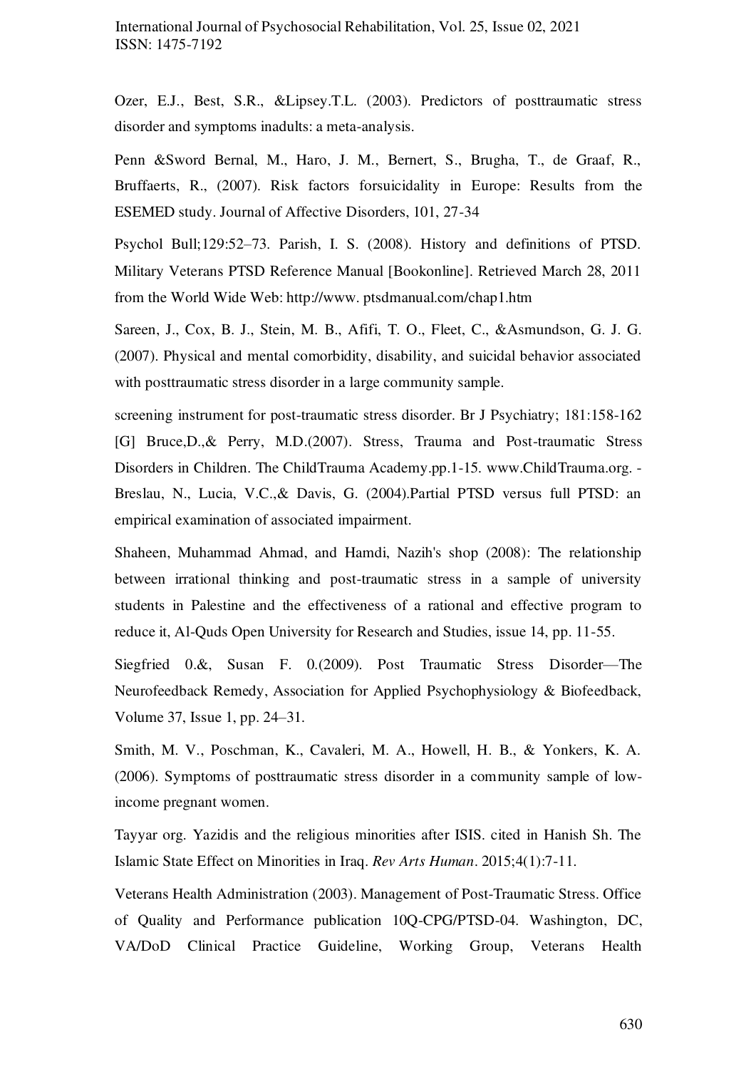Ozer, E.J., Best, S.R., &Lipsey.T.L. (2003). Predictors of posttraumatic stress disorder and symptoms inadults: a meta-analysis.

Penn &Sword Bernal, M., Haro, J. M., Bernert, S., Brugha, T., de Graaf, R., Bruffaerts, R., (2007). Risk factors forsuicidality in Europe: Results from the ESEMED study. Journal of Affective Disorders, 101, 27-34

Psychol Bull;129:52–73. Parish, I. S. (2008). History and definitions of PTSD. Military Veterans PTSD Reference Manual [Bookonline]. Retrieved March 28, 2011 from the World Wide Web: http://www. ptsdmanual.com/chap1.htm

Sareen, J., Cox, B. J., Stein, M. B., Afifi, T. O., Fleet, C., &Asmundson, G. J. G. (2007). Physical and mental comorbidity, disability, and suicidal behavior associated with posttraumatic stress disorder in a large community sample.

screening instrument for post-traumatic stress disorder. Br J Psychiatry; 181:158-162 [G] Bruce,D.,& Perry, M.D.(2007). Stress, Trauma and Post-traumatic Stress Disorders in Children. The ChildTrauma Academy.pp.1-15. www.ChildTrauma.org. - Breslau, N., Lucia, V.C.,& Davis, G. (2004).Partial PTSD versus full PTSD: an empirical examination of associated impairment.

Shaheen, Muhammad Ahmad, and Hamdi, Nazih's shop (2008): The relationship between irrational thinking and post-traumatic stress in a sample of university students in Palestine and the effectiveness of a rational and effective program to reduce it, Al-Quds Open University for Research and Studies, issue 14, pp. 11-55.

Siegfried 0.&, Susan F. 0.(2009). Post Traumatic Stress Disorder—The Neurofeedback Remedy, Association for Applied Psychophysiology & Biofeedback, Volume 37, Issue 1, pp. 24–31.

Smith, M. V., Poschman, K., Cavaleri, M. A., Howell, H. B., & Yonkers, K. A. (2006). Symptoms of posttraumatic stress disorder in a community sample of low-income pregnant women.

Tayyar org. Yazidis and the religious minorities after ISIS. cited in Hanish Sh. The Islamic State Effect on Minorities in Iraq. *Rev Arts Human*. 2015;4(1):7-11.

Veterans Health Administration (2003). Management of Post-Traumatic Stress. Office of Quality and Performance publication 10Q-CPG/PTSD-04. Washington, DC, VA/DoD Clinical Practice Guideline, Working Group, Veterans Health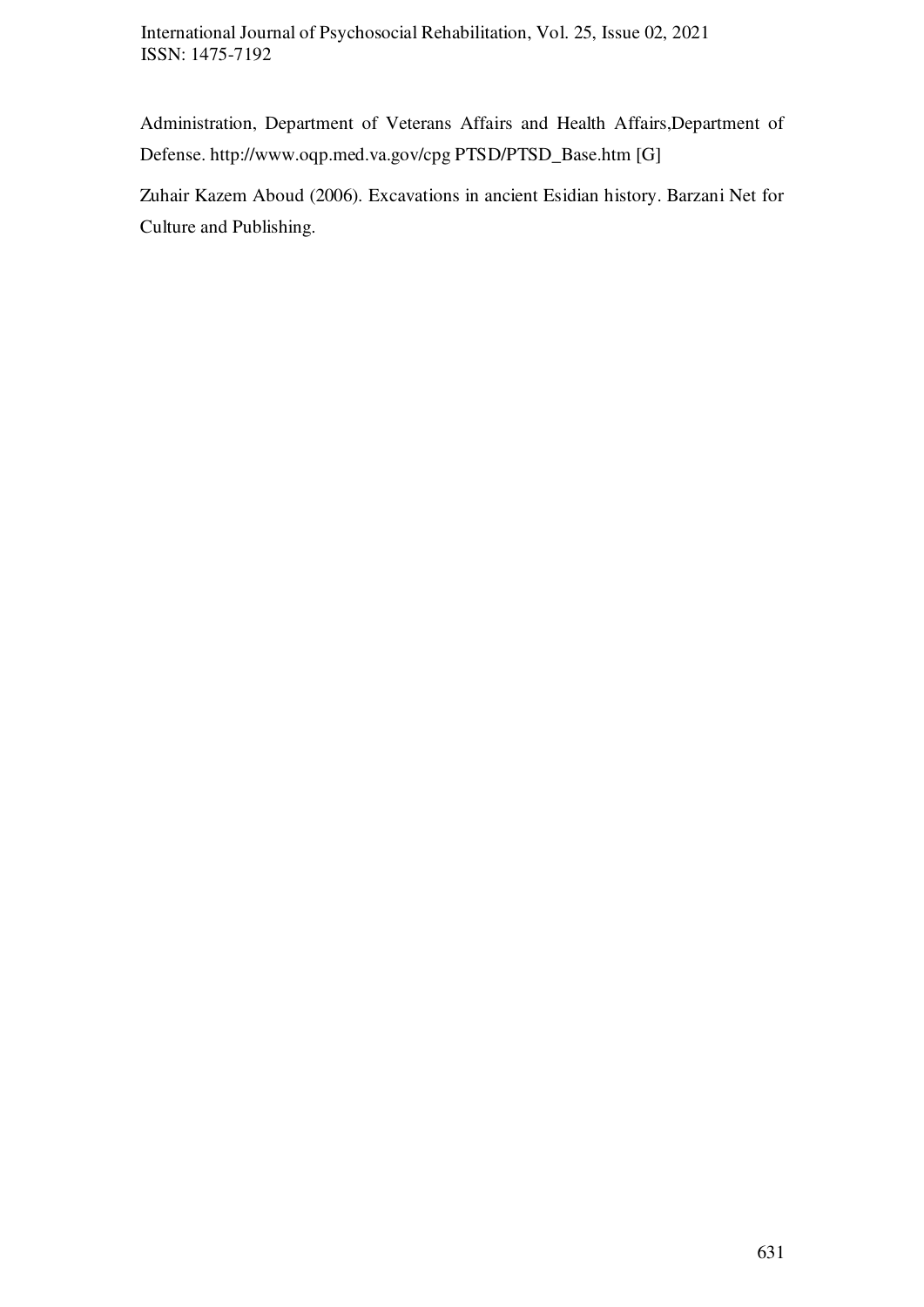Administration, Department of Veterans Affairs and Health Affairs,Department of Defense. http://www.oqp.med.va.gov/cpg PTSD/PTSD_Base.htm [G]

Zuhair Kazem Aboud (2006). Excavations in ancient Esidian history. Barzani Net for Culture and Publishing.